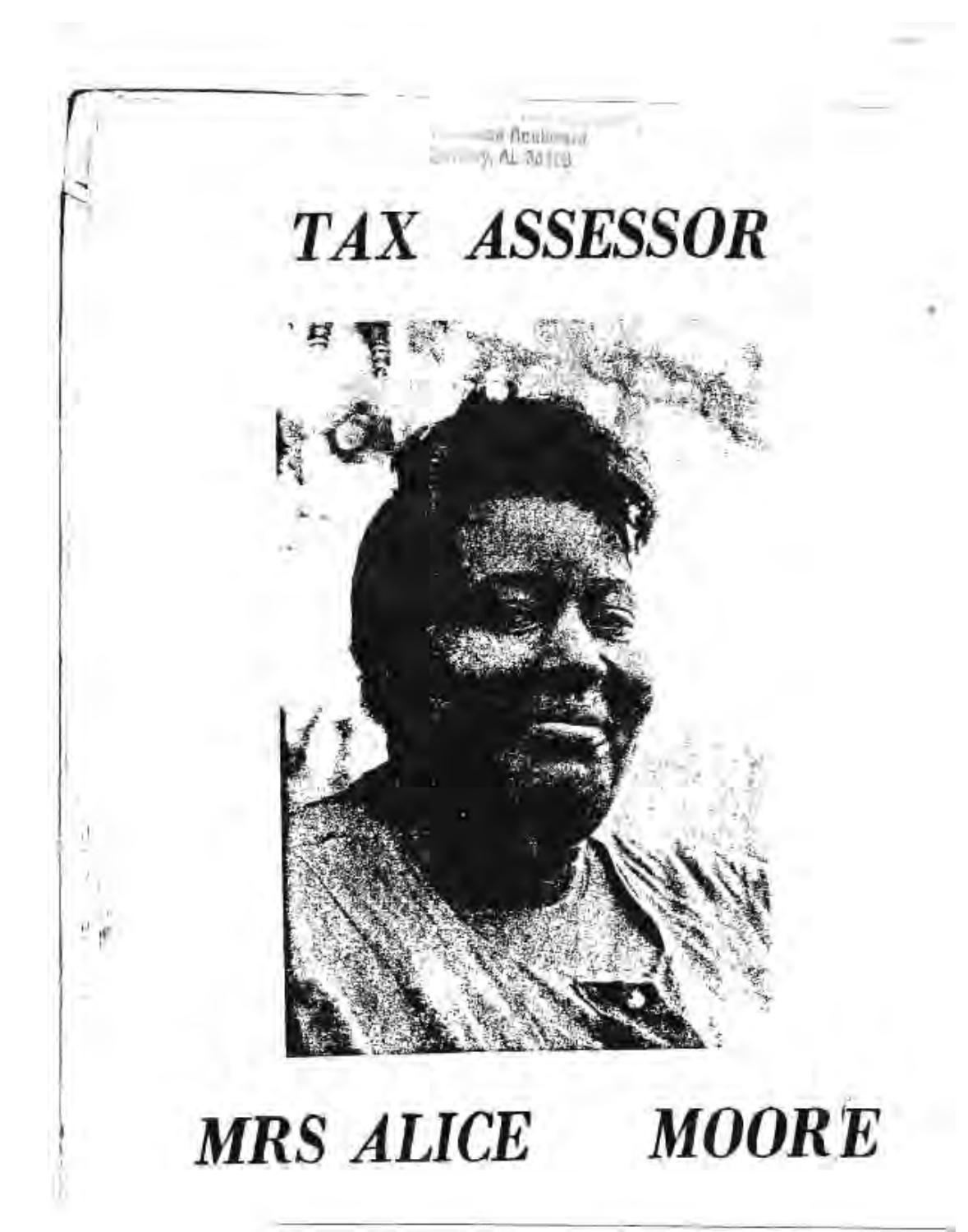# TAX ASSESSOR

# MRS ALICE MOORE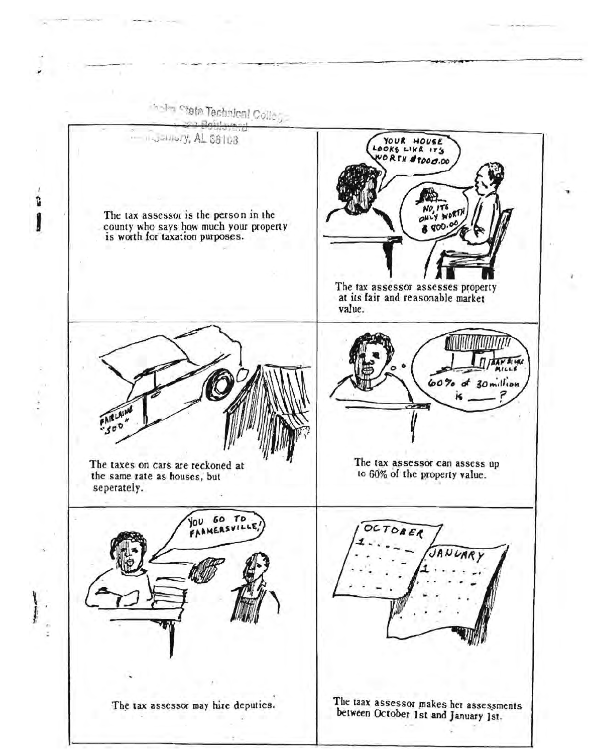The tax assessor is the person in the county who says how much your property is worth for taxation purposes.

The tax assessor assesses property at its fair and reasonable market value.

The taxes on cars are reckoned at the same rate as houses, but seperately.

The tax assessor can assess up to 60% of the property value.

The tax assessor may hire deputies.

The taax assessor makes her assessments between October 1st and January 1st.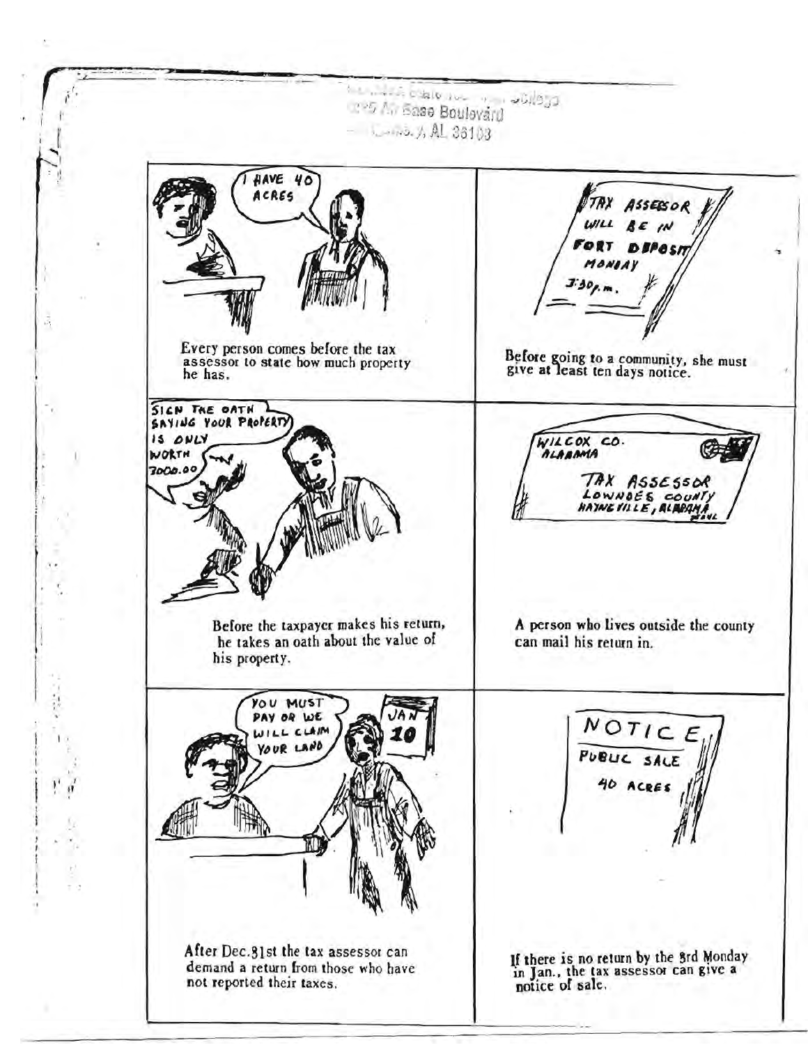Every person comes before the tax assessor to state how much property he has.

Before going to a community, she must give at least ten days notice.

Before the taxpayer makes his return, he takes an oath about the value of his property.

A person who lives outside the county can mail his return in.

After Dec.31st the tax assessor can demand a return from those who have not reported their taxes.

If there is no return by the 3rd Monday in Jan., the tax assessor can give a notice of sale.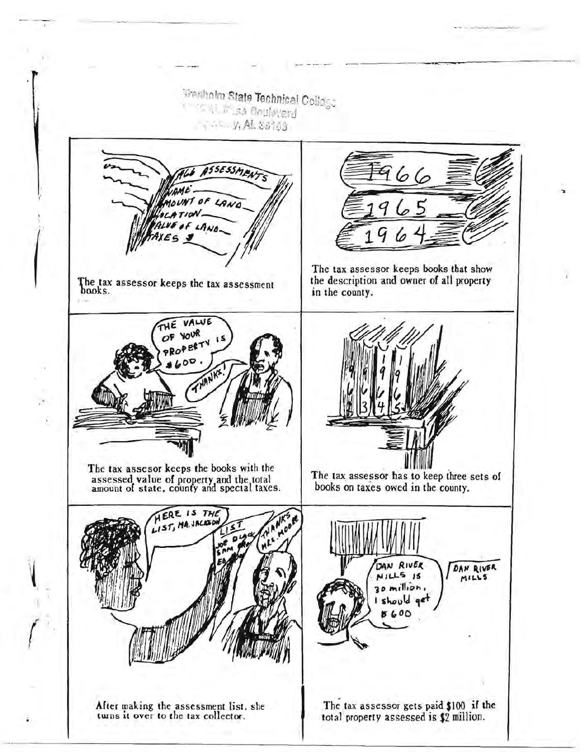The tax assessor keeps the tax assessment books.

The tax assessor keeps books that show the description and owner of all property in the county.

The tax assesor keeps the books with the assessed value of property and the total amount of state, county and special taxes.

The tax assessor has to keep three sets of books on taxes owed in the county.

After making the assessment list, she turns it over to the tax collector.

The tax assessor gets paid $100 if the total property assessed is $2 million.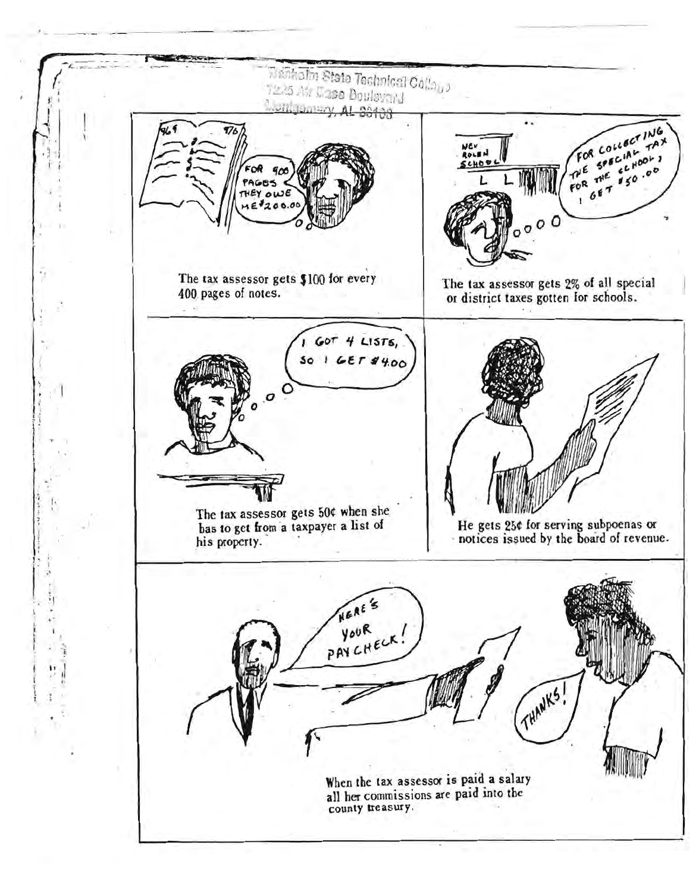The tax assessor gets $100 for every 400 pages of notes.

The tax assessor gets 2% of all special or district taxes gotten for schools.

The tax assessor gets 50¢ when she has to get from a taxpayer a list of his property.

He gets 25¢ for serving subpoenas or notices issued by the board of revenue.

When the tax assessor is paid a salary all her commissions are paid into the county treasury.